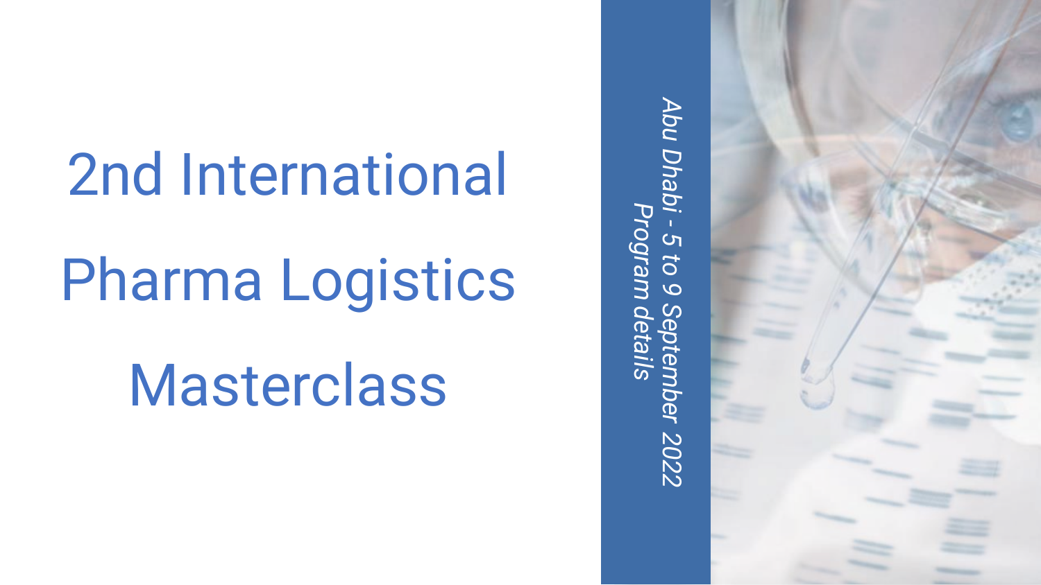# 2nd International Pharma Logistics Masterclass

*Abu Dhabi - 5 to 9 September 2022*

*Program details*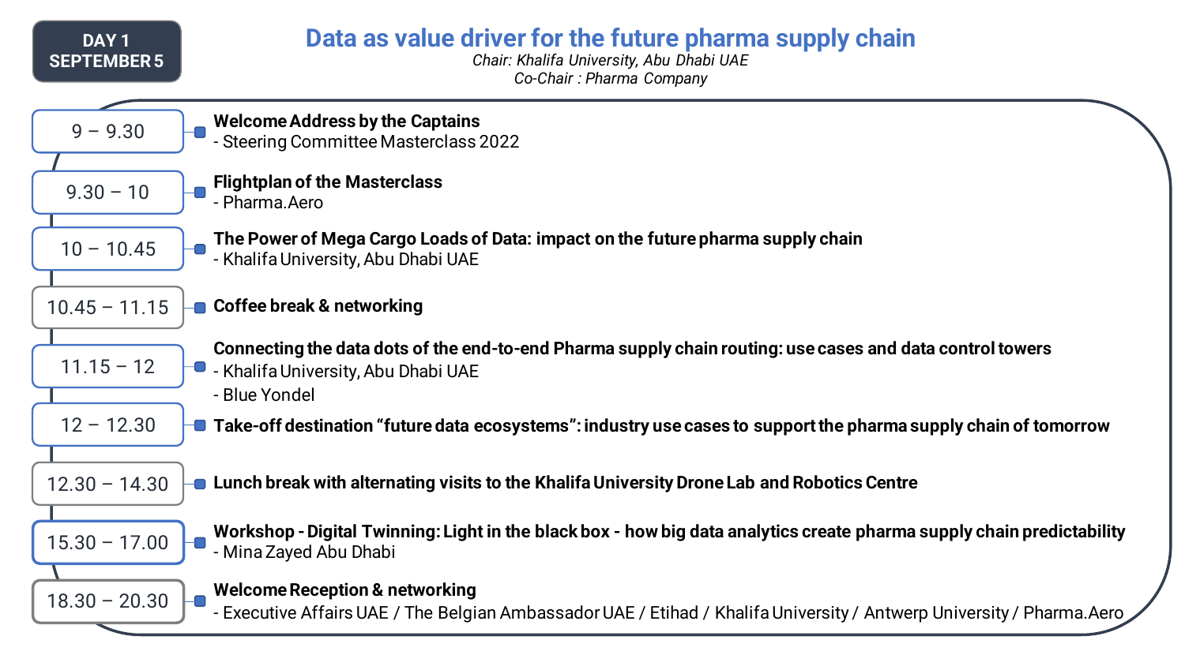**DAY 1**
**SEPTEMBER 5**

# Data as value driver for the future pharma supply chain

*Chair: Khalifa University, Abu Dhabi UAE*
*Co-Chair : Pharma Company*

| Time | Session |
|---|---|
| 9 – 9.30 | **Welcome Address by the Captains**<br>- Steering Committee Masterclass 2022 |
| 9.30 – 10 | **Flightplan of the Masterclass**<br>- Pharma.Aero |
| 10 – 10.45 | **The Power of Mega Cargo Loads of Data: impact on the future pharma supply chain**<br>- Khalifa University, Abu Dhabi UAE |
| 10.45 – 11.15 | **Coffee break & networking** |
| 11.15 – 12 | **Connecting the data dots of the end-to-end Pharma supply chain routing: use cases and data control towers**<br>- Khalifa University, Abu Dhabi UAE<br>- Blue Yondel |
| 12 – 12.30 | **Take-off destination "future data ecosystems": industry use cases to support the pharma supply chain of tomorrow** |
| 12.30 – 14.30 | **Lunch break with alternating visits to the Khalifa University Drone Lab and Robotics Centre** |
| 15.30 – 17.00 | **Workshop - Digital Twinning: Light in the black box - how big data analytics create pharma supply chain predictability**<br>- Mina Zayed Abu Dhabi |
| 18.30 – 20.30 | **Welcome Reception & networking**<br>- Executive Affairs UAE / The Belgian Ambassador UAE / Etihad / Khalifa University / Antwerp University / Pharma.Aero |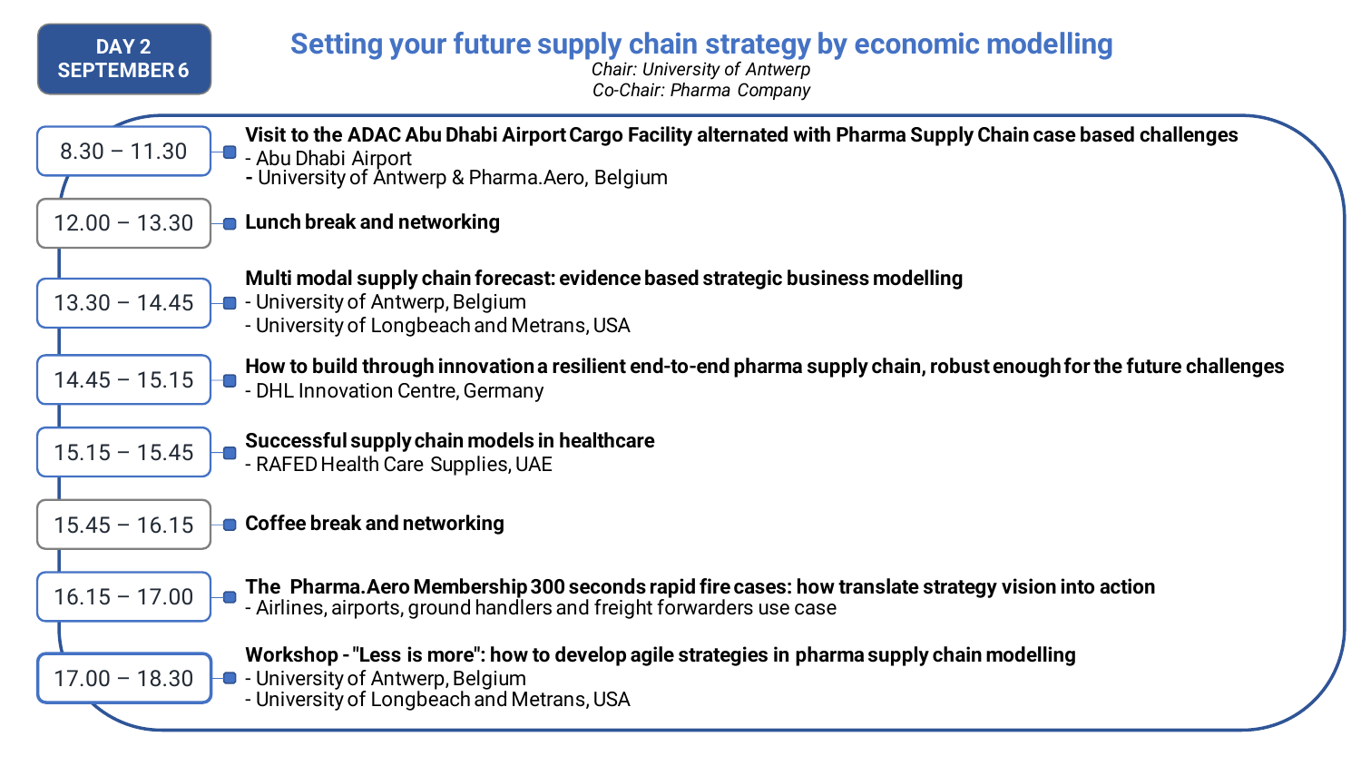**DAY 2**
**SEPTEMBER 6**

# Setting your future supply chain strategy by economic modelling

*Chair: University of Antwerp*
*Co-Chair: Pharma Company*

**8.30 – 11.30**
**Visit to the ADAC Abu Dhabi Airport Cargo Facility alternated with Pharma Supply Chain case based challenges**
- Abu Dhabi Airport
- University of Antwerp & Pharma.Aero, Belgium

**12.00 – 13.30**
**Lunch break and networking**

**13.30 – 14.45**
**Multi modal supply chain forecast: evidence based strategic business modelling**
- University of Antwerp, Belgium
- University of Longbeach and Metrans, USA

**14.45 – 15.15**
**How to build through innovation a resilient end-to-end pharma supply chain, robust enough for the future challenges**
- DHL Innovation Centre, Germany

**15.15 – 15.45**
**Successful supply chain models in healthcare**
- RAFED Health Care Supplies, UAE

**15.45 – 16.15**
**Coffee break and networking**

**16.15 – 17.00**
**The Pharma.Aero Membership 300 seconds rapid fire cases: how translate strategy vision into action**
- Airlines, airports, ground handlers and freight forwarders use case

**17.00 – 18.30**
**Workshop - "Less is more": how to develop agile strategies in pharma supply chain modelling**
- University of Antwerp, Belgium
- University of Longbeach and Metrans, USA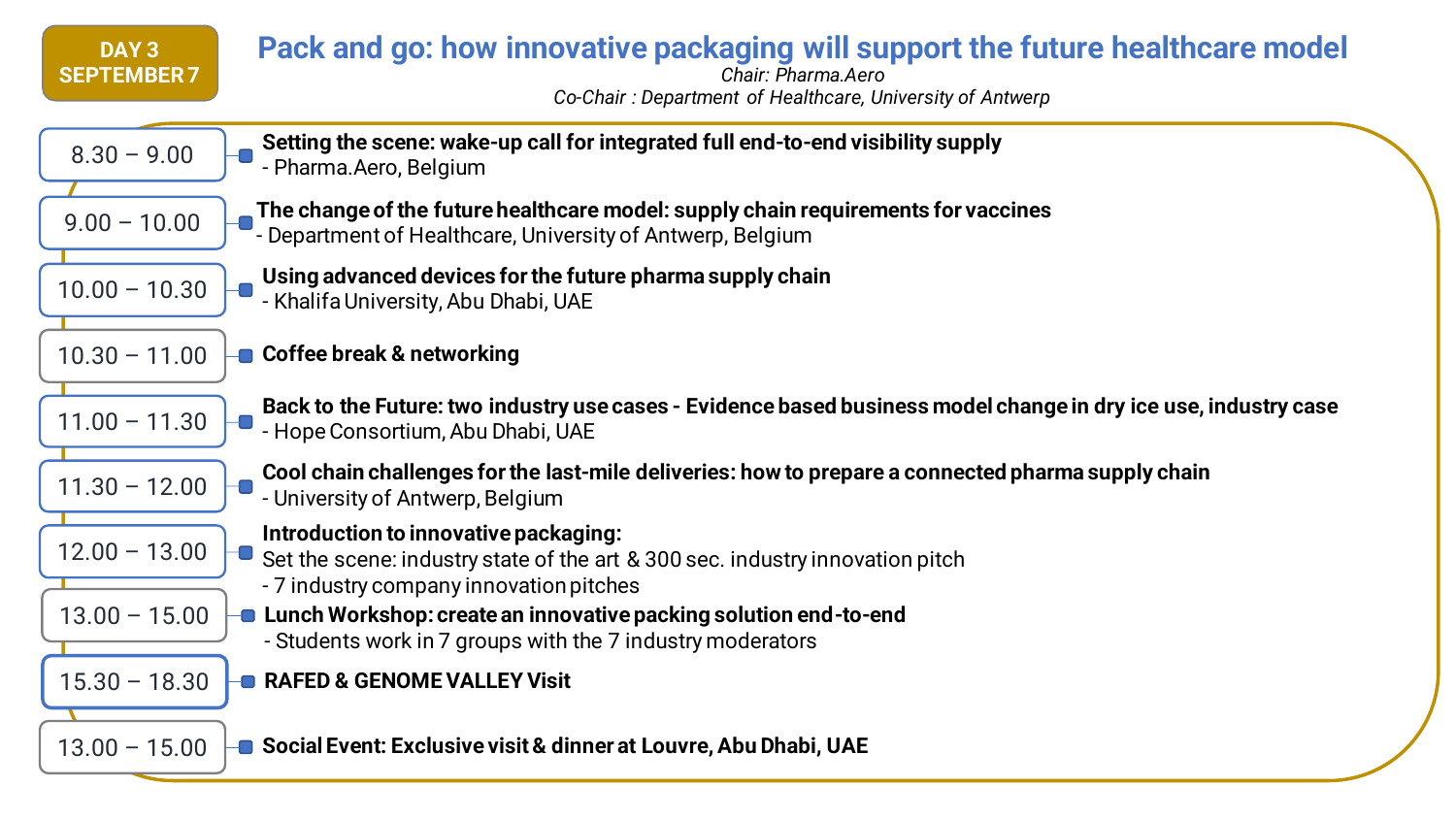**DAY 3**
**SEPTEMBER 7**

# Pack and go: how innovative packaging will support the future healthcare model

*Chair: Pharma.Aero*
*Co-Chair : Department of Healthcare, University of Antwerp*

| Time | Session |
| --- | --- |
| 8.30 – 9.00 | **Setting the scene: wake-up call for integrated full end-to-end visibility supply**<br>- Pharma.Aero, Belgium |
| 9.00 – 10.00 | **The change of the future healthcare model: supply chain requirements for vaccines**<br>- Department of Healthcare, University of Antwerp, Belgium |
| 10.00 – 10.30 | **Using advanced devices for the future pharma supply chain**<br>- Khalifa University, Abu Dhabi, UAE |
| 10.30 – 11.00 | **Coffee break & networking** |
| 11.00 – 11.30 | **Back to the Future: two industry use cases - Evidence based business model change in dry ice use, industry case**<br>- Hope Consortium, Abu Dhabi, UAE |
| 11.30 – 12.00 | **Cool chain challenges for the last-mile deliveries: how to prepare a connected pharma supply chain**<br>- University of Antwerp, Belgium |
| 12.00 – 13.00 | **Introduction to innovative packaging:**<br>Set the scene: industry state of the art & 300 sec. industry innovation pitch<br>- 7 industry company innovation pitches |
| 13.00 – 15.00 | **Lunch Workshop: create an innovative packing solution end-to-end**<br>- Students work in 7 groups with the 7 industry moderators |
| 15.30 – 18.30 | **RAFED & GENOME VALLEY Visit** |
| 13.00 – 15.00 | **Social Event: Exclusive visit & dinner at Louvre, Abu Dhabi, UAE** |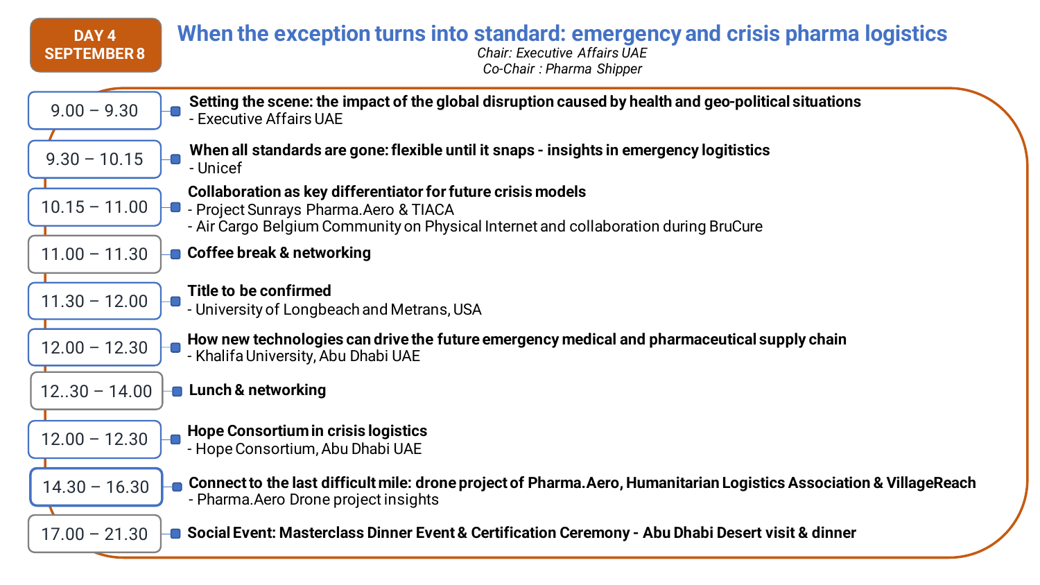**DAY 4**
**SEPTEMBER 8**

# When the exception turns into standard: emergency and crisis pharma logistics

*Chair: Executive Affairs UAE*
*Co-Chair : Pharma Shipper*

| Time | Session |
|---|---|
| 9.00 – 9.30 | **Setting the scene: the impact of the global disruption caused by health and geo-political situations**<br>- Executive Affairs UAE |
| 9.30 – 10.15 | **When all standards are gone: flexible until it snaps - insights in emergency logitistics**<br>- Unicef |
| 10.15 – 11.00 | **Collaboration as key differentiator for future crisis models**<br>- Project Sunrays Pharma.Aero & TIACA<br>- Air Cargo Belgium Community on Physical Internet and collaboration during BruCure |
| 11.00 – 11.30 | **Coffee break & networking** |
| 11.30 – 12.00 | **Title to be confirmed**<br>- University of Longbeach and Metrans, USA |
| 12.00 – 12.30 | **How new technologies can drive the future emergency medical and pharmaceutical supply chain**<br>- Khalifa University, Abu Dhabi UAE |
| 12..30 – 14.00 | **Lunch & networking** |
| 12.00 – 12.30 | **Hope Consortium in crisis logistics**<br>- Hope Consortium, Abu Dhabi UAE |
| 14.30 – 16.30 | **Connect to the last difficult mile: drone project of Pharma.Aero, Humanitarian Logistics Association & VillageReach**<br>- Pharma.Aero Drone project insights |
| 17.00 – 21.30 | **Social Event: Masterclass Dinner Event & Certification Ceremony - Abu Dhabi Desert visit & dinner** |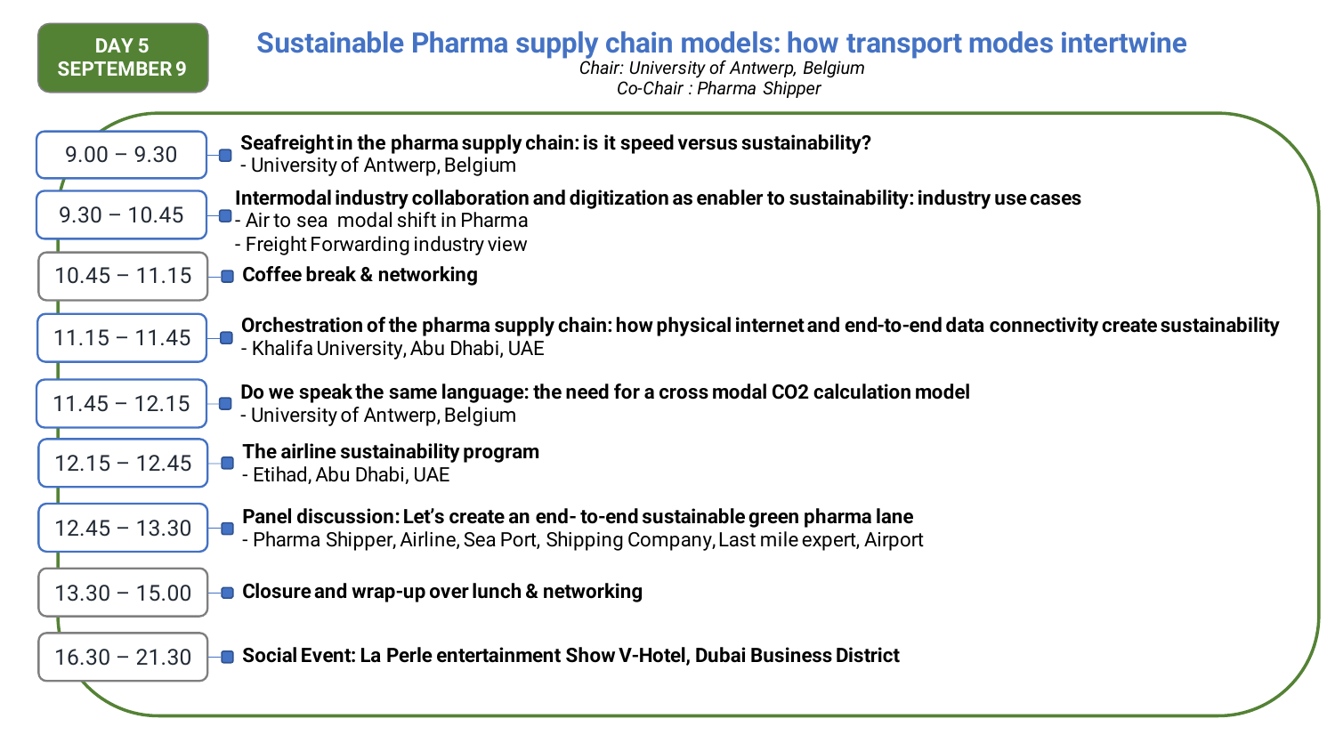**DAY 5**
**SEPTEMBER 9**

# Sustainable Pharma supply chain models: how transport modes intertwine

*Chair: University of Antwerp, Belgium*
*Co-Chair : Pharma Shipper*

| | |
|---|---|
| 9.00 – 9.30 | **Seafreight in the pharma supply chain: is it speed versus sustainability?** <br> - University of Antwerp, Belgium |
| 9.30 – 10.45 | **Intermodal industry collaboration and digitization as enabler to sustainability: industry use cases** <br> - Air to sea modal shift in Pharma <br> - Freight Forwarding industry view |
| 10.45 – 11.15 | **Coffee break & networking** |
| 11.15 – 11.45 | **Orchestration of the pharma supply chain: how physical internet and end-to-end data connectivity create sustainability** <br> - Khalifa University, Abu Dhabi, UAE |
| 11.45 – 12.15 | **Do we speak the same language: the need for a cross modal CO2 calculation model** <br> - University of Antwerp, Belgium |
| 12.15 – 12.45 | **The airline sustainability program** <br> - Etihad, Abu Dhabi, UAE |
| 12.45 – 13.30 | **Panel discussion: Let's create an end- to-end sustainable green pharma lane** <br> - Pharma Shipper, Airline, Sea Port, Shipping Company, Last mile expert, Airport |
| 13.30 – 15.00 | **Closure and wrap-up over lunch & networking** |
| 16.30 – 21.30 | **Social Event: La Perle entertainment Show V-Hotel, Dubai Business District** |